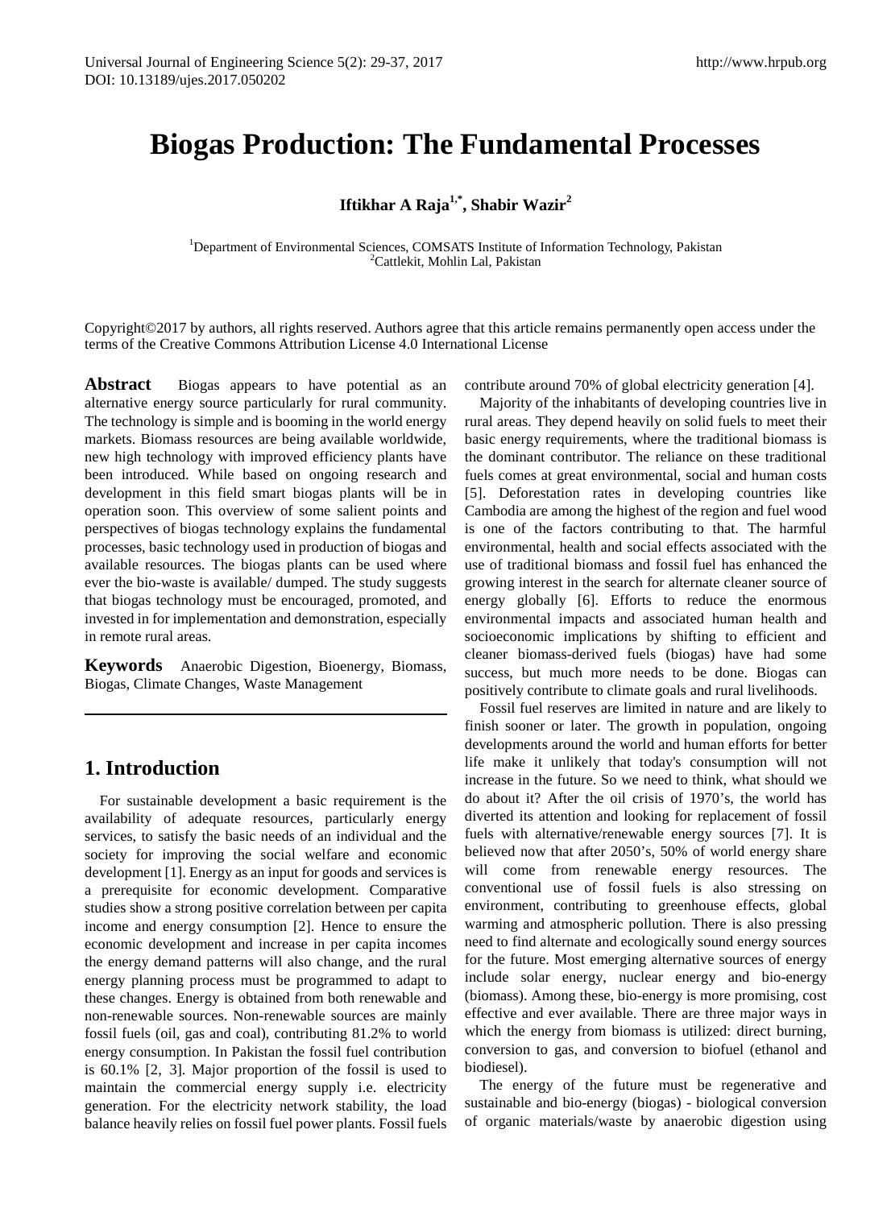# Biogas Production: The Fundamental Processes

**Iftikhar A Raja[1,*], Shabir Wazir[2]**

[1]Department of Environmental Sciences, COMSATS Institute of Information Technology, Pakistan
[2]Cattlekit, Mohlin Lal, Pakistan

Copyright©2017 by authors, all rights reserved. Authors agree that this article remains permanently open access under the terms of the Creative Commons Attribution License 4.0 International License

**Abstract** Biogas appears to have potential as an alternative energy source particularly for rural community. The technology is simple and is booming in the world energy markets. Biomass resources are being available worldwide, new high technology with improved efficiency plants have been introduced. While based on ongoing research and development in this field smart biogas plants will be in operation soon. This overview of some salient points and perspectives of biogas technology explains the fundamental processes, basic technology used in production of biogas and available resources. The biogas plants can be used where ever the bio-waste is available/ dumped. The study suggests that biogas technology must be encouraged, promoted, and invested in for implementation and demonstration, especially in remote rural areas.

**Keywords** Anaerobic Digestion, Bioenergy, Biomass, Biogas, Climate Changes, Waste Management

## 1. Introduction

For sustainable development a basic requirement is the availability of adequate resources, particularly energy services, to satisfy the basic needs of an individual and the society for improving the social welfare and economic development [1]. Energy as an input for goods and services is a prerequisite for economic development. Comparative studies show a strong positive correlation between per capita income and energy consumption [2]. Hence to ensure the economic development and increase in per capita incomes the energy demand patterns will also change, and the rural energy planning process must be programmed to adapt to these changes. Energy is obtained from both renewable and non-renewable sources. Non-renewable sources are mainly fossil fuels (oil, gas and coal), contributing 81.2% to world energy consumption. In Pakistan the fossil fuel contribution is 60.1% [2, 3]. Major proportion of the fossil is used to maintain the commercial energy supply i.e. electricity generation. For the electricity network stability, the load balance heavily relies on fossil fuel power plants. Fossil fuels contribute around 70% of global electricity generation [4].

Majority of the inhabitants of developing countries live in rural areas. They depend heavily on solid fuels to meet their basic energy requirements, where the traditional biomass is the dominant contributor. The reliance on these traditional fuels comes at great environmental, social and human costs [5]. Deforestation rates in developing countries like Cambodia are among the highest of the region and fuel wood is one of the factors contributing to that. The harmful environmental, health and social effects associated with the use of traditional biomass and fossil fuel has enhanced the growing interest in the search for alternate cleaner source of energy globally [6]. Efforts to reduce the enormous environmental impacts and associated human health and socioeconomic implications by shifting to efficient and cleaner biomass-derived fuels (biogas) have had some success, but much more needs to be done. Biogas can positively contribute to climate goals and rural livelihoods.

Fossil fuel reserves are limited in nature and are likely to finish sooner or later. The growth in population, ongoing developments around the world and human efforts for better life make it unlikely that today's consumption will not increase in the future. So we need to think, what should we do about it? After the oil crisis of 1970's, the world has diverted its attention and looking for replacement of fossil fuels with alternative/renewable energy sources [7]. It is believed now that after 2050's, 50% of world energy share will come from renewable energy resources. The conventional use of fossil fuels is also stressing on environment, contributing to greenhouse effects, global warming and atmospheric pollution. There is also pressing need to find alternate and ecologically sound energy sources for the future. Most emerging alternative sources of energy include solar energy, nuclear energy and bio-energy (biomass). Among these, bio-energy is more promising, cost effective and ever available. There are three major ways in which the energy from biomass is utilized: direct burning, conversion to gas, and conversion to biofuel (ethanol and biodiesel).

The energy of the future must be regenerative and sustainable and bio-energy (biogas) - biological conversion of organic materials/waste by anaerobic digestion using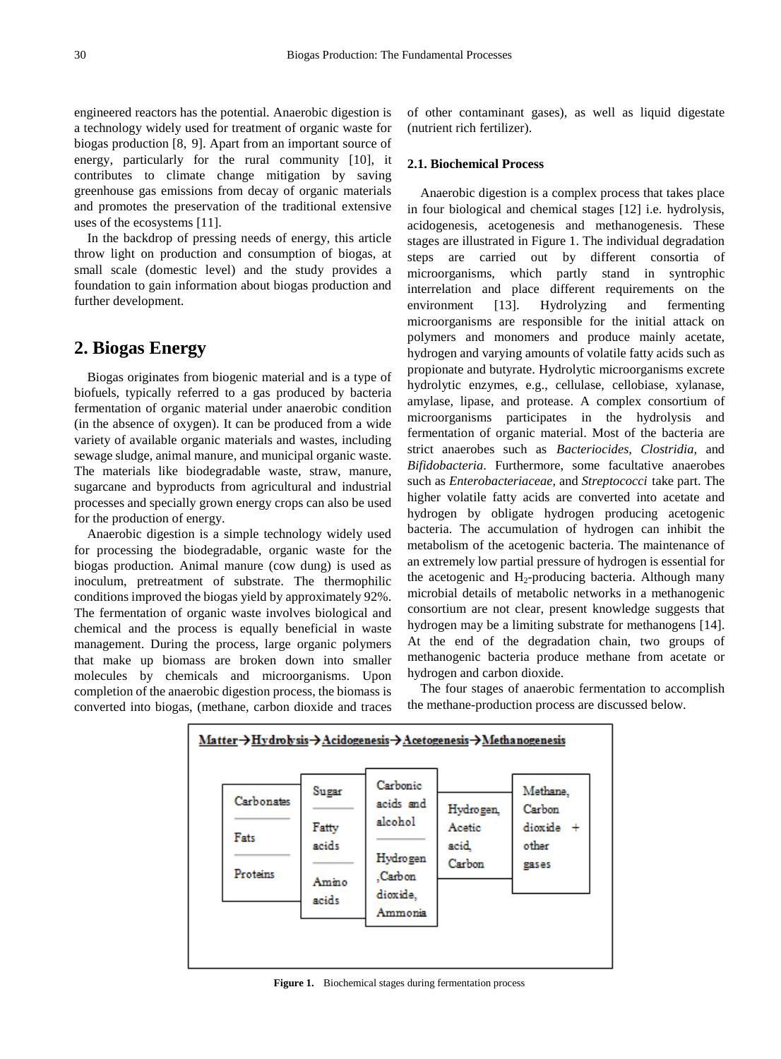engineered reactors has the potential. Anaerobic digestion is a technology widely used for treatment of organic waste for biogas production [8, 9]. Apart from an important source of energy, particularly for the rural community [10], it contributes to climate change mitigation by saving greenhouse gas emissions from decay of organic materials and promotes the preservation of the traditional extensive uses of the ecosystems [11].

In the backdrop of pressing needs of energy, this article throw light on production and consumption of biogas, at small scale (domestic level) and the study provides a foundation to gain information about biogas production and further development.

## 2. Biogas Energy

Biogas originates from biogenic material and is a type of biofuels, typically referred to a gas produced by bacteria fermentation of organic material under anaerobic condition (in the absence of oxygen). It can be produced from a wide variety of available organic materials and wastes, including sewage sludge, animal manure, and municipal organic waste. The materials like biodegradable waste, straw, manure, sugarcane and byproducts from agricultural and industrial processes and specially grown energy crops can also be used for the production of energy.

Anaerobic digestion is a simple technology widely used for processing the biodegradable, organic waste for the biogas production. Animal manure (cow dung) is used as inoculum, pretreatment of substrate. The thermophilic conditions improved the biogas yield by approximately 92%. The fermentation of organic waste involves biological and chemical and the process is equally beneficial in waste management. During the process, large organic polymers that make up biomass are broken down into smaller molecules by chemicals and microorganisms. Upon completion of the anaerobic digestion process, the biomass is converted into biogas, (methane, carbon dioxide and traces of other contaminant gases), as well as liquid digestate (nutrient rich fertilizer).

### 2.1. Biochemical Process

Anaerobic digestion is a complex process that takes place in four biological and chemical stages [12] i.e. hydrolysis, acidogenesis, acetogenesis and methanogenesis. These stages are illustrated in Figure 1. The individual degradation steps are carried out by different consortia of microorganisms, which partly stand in syntrophic interrelation and place different requirements on the environment [13]. Hydrolyzing and fermenting microorganisms are responsible for the initial attack on polymers and monomers and produce mainly acetate, hydrogen and varying amounts of volatile fatty acids such as propionate and butyrate. Hydrolytic microorganisms excrete hydrolytic enzymes, e.g., cellulase, cellobiase, xylanase, amylase, lipase, and protease. A complex consortium of microorganisms participates in the hydrolysis and fermentation of organic material. Most of the bacteria are strict anaerobes such as *Bacteriocides*, *Clostridia*, and *Bifidobacteria*. Furthermore, some facultative anaerobes such as *Enterobacteriaceae*, and *Streptococci* take part. The higher volatile fatty acids are converted into acetate and hydrogen by obligate hydrogen producing acetogenic bacteria. The accumulation of hydrogen can inhibit the metabolism of the acetogenic bacteria. The maintenance of an extremely low partial pressure of hydrogen is essential for the acetogenic and $H_2$-producing bacteria. Although many microbial details of metabolic networks in a methanogenic consortium are not clear, present knowledge suggests that hydrogen may be a limiting substrate for methanogens [14]. At the end of the degradation chain, two groups of methanogenic bacteria produce methane from acetate or hydrogen and carbon dioxide.

The four stages of anaerobic fermentation to accomplish the methane-production process are discussed below.

Matter→Hydrolysis→Acidogenesis→Acetogenesis→Methanogenesis

| Matter | Hydrolysis | Acidogenesis | Acetogenesis | Methanogenesis |
|---|---|---|---|---|
| Carbonates | Sugar | Carbonic acids and alcohol | Hydrogen, Acetic acid, Carbon | Methane, Carbon dioxide + other gases |
| Fats | Fatty acids | Hydrogen ,Carbon dioxide, Ammonia | | |
| Proteins | Amino acids | | | |

**Figure 1.** Biochemical stages during fermentation process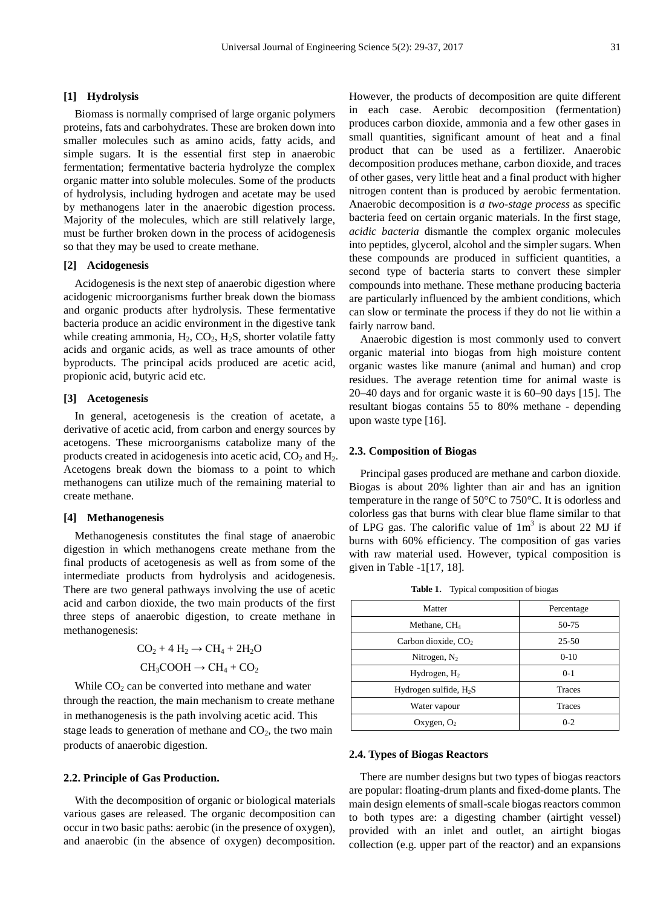### [1] Hydrolysis

Biomass is normally comprised of large organic polymers proteins, fats and carbohydrates. These are broken down into smaller molecules such as amino acids, fatty acids, and simple sugars. It is the essential first step in anaerobic fermentation; fermentative bacteria hydrolyze the complex organic matter into soluble molecules. Some of the products of hydrolysis, including hydrogen and acetate may be used by methanogens later in the anaerobic digestion process. Majority of the molecules, which are still relatively large, must be further broken down in the process of acidogenesis so that they may be used to create methane.

### [2] Acidogenesis

Acidogenesis is the next step of anaerobic digestion where acidogenic microorganisms further break down the biomass and organic products after hydrolysis. These fermentative bacteria produce an acidic environment in the digestive tank while creating ammonia, $H_2$, $CO_2$, $H_2S$, shorter volatile fatty acids and organic acids, as well as trace amounts of other byproducts. The principal acids produced are acetic acid, propionic acid, butyric acid etc.

### [3] Acetogenesis

In general, acetogenesis is the creation of acetate, a derivative of acetic acid, from carbon and energy sources by acetogens. These microorganisms catabolize many of the products created in acidogenesis into acetic acid, $CO_2$ and $H_2$. Acetogens break down the biomass to a point to which methanogens can utilize much of the remaining material to create methane.

### [4] Methanogenesis

Methanogenesis constitutes the final stage of anaerobic digestion in which methanogens create methane from the final products of acetogenesis as well as from some of the intermediate products from hydrolysis and acidogenesis. There are two general pathways involving the use of acetic acid and carbon dioxide, the two main products of the first three steps of anaerobic digestion, to create methane in methanogenesis:

$$CO_2 + 4\,H_2 \rightarrow CH_4 + 2H_2O$$

$$CH_3COOH \rightarrow CH_4 + CO_2$$

While $CO_2$ can be converted into methane and water through the reaction, the main mechanism to create methane in methanogenesis is the path involving acetic acid. This stage leads to generation of methane and $CO_2$, the two main products of anaerobic digestion.

## 2.2. Principle of Gas Production.

With the decomposition of organic or biological materials various gases are released. The organic decomposition can occur in two basic paths: aerobic (in the presence of oxygen), and anaerobic (in the absence of oxygen) decomposition. However, the products of decomposition are quite different in each case. Aerobic decomposition (fermentation) produces carbon dioxide, ammonia and a few other gases in small quantities, significant amount of heat and a final product that can be used as a fertilizer. Anaerobic decomposition produces methane, carbon dioxide, and traces of other gases, very little heat and a final product with higher nitrogen content than is produced by aerobic fermentation. Anaerobic decomposition is *a two-stage process* as specific bacteria feed on certain organic materials. In the first stage, *acidic bacteria* dismantle the complex organic molecules into peptides, glycerol, alcohol and the simpler sugars. When these compounds are produced in sufficient quantities, a second type of bacteria starts to convert these simpler compounds into methane. These methane producing bacteria are particularly influenced by the ambient conditions, which can slow or terminate the process if they do not lie within a fairly narrow band.

Anaerobic digestion is most commonly used to convert organic material into biogas from high moisture content organic wastes like manure (animal and human) and crop residues. The average retention time for animal waste is 20–40 days and for organic waste it is 60–90 days [15]. The resultant biogas contains 55 to 80% methane - depending upon waste type [16].

## 2.3. Composition of Biogas

Principal gases produced are methane and carbon dioxide. Biogas is about 20% lighter than air and has an ignition temperature in the range of 50°C to 750°C. It is odorless and colorless gas that burns with clear blue flame similar to that of LPG gas. The calorific value of $1m^3$ is about 22 MJ if burns with 60% efficiency. The composition of gas varies with raw material used. However, typical composition is given in Table -1[17, 18].

**Table 1.** Typical composition of biogas

| Matter | Percentage |
|---|---|
| Methane, $CH_4$ | 50-75 |
| Carbon dioxide, $CO_2$ | 25-50 |
| Nitrogen, $N_2$ | 0-10 |
| Hydrogen, $H_2$ | 0-1 |
| Hydrogen sulfide, $H_2S$ | Traces |
| Water vapour | Traces |
| Oxygen, $O_2$ | 0-2 |

## 2.4. Types of Biogas Reactors

There are number designs but two types of biogas reactors are popular: floating-drum plants and fixed-dome plants. The main design elements of small-scale biogas reactors common to both types are: a digesting chamber (airtight vessel) provided with an inlet and outlet, an airtight biogas collection (e.g. upper part of the reactor) and an expansions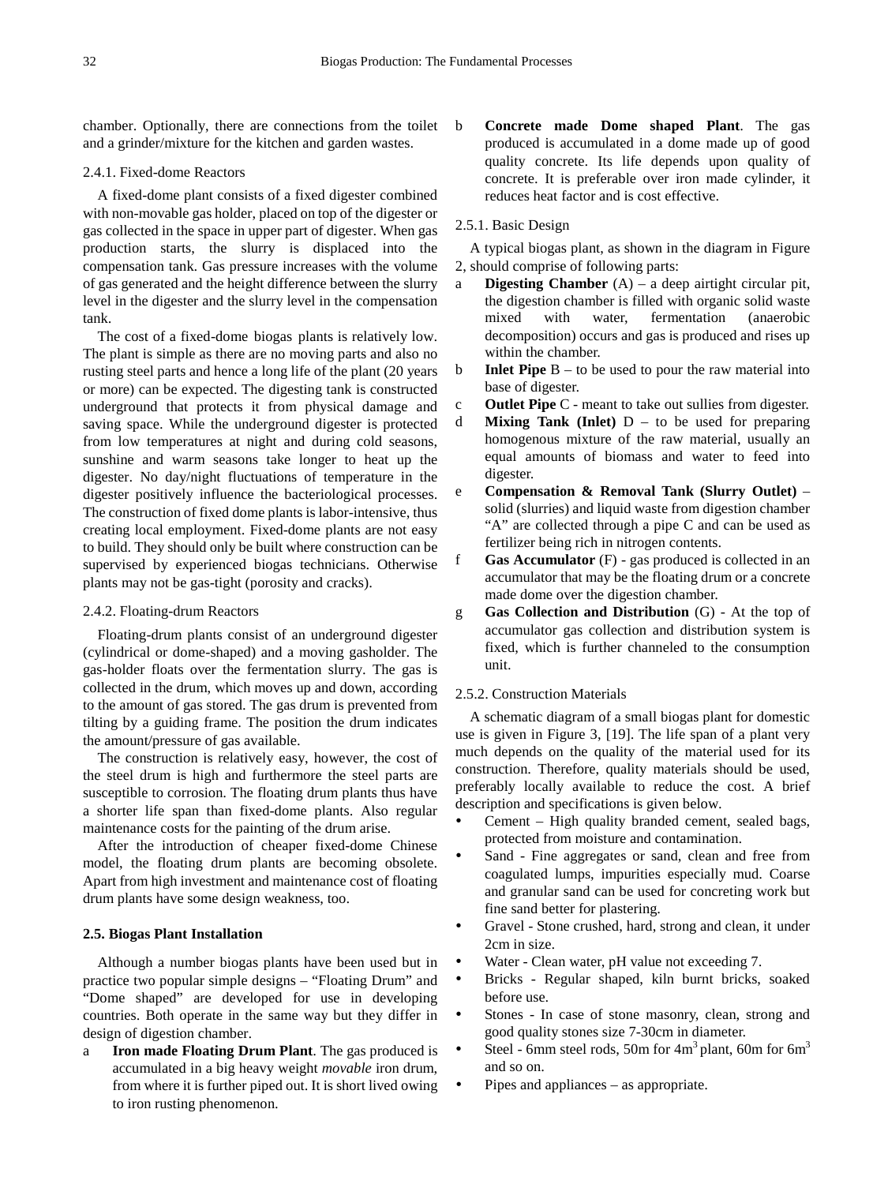chamber. Optionally, there are connections from the toilet and a grinder/mixture for the kitchen and garden wastes.

### 2.4.1. Fixed-dome Reactors

A fixed-dome plant consists of a fixed digester combined with non-movable gas holder, placed on top of the digester or gas collected in the space in upper part of digester. When gas production starts, the slurry is displaced into the compensation tank. Gas pressure increases with the volume of gas generated and the height difference between the slurry level in the digester and the slurry level in the compensation tank.

The cost of a fixed-dome biogas plants is relatively low. The plant is simple as there are no moving parts and also no rusting steel parts and hence a long life of the plant (20 years or more) can be expected. The digesting tank is constructed underground that protects it from physical damage and saving space. While the underground digester is protected from low temperatures at night and during cold seasons, sunshine and warm seasons take longer to heat up the digester. No day/night fluctuations of temperature in the digester positively influence the bacteriological processes. The construction of fixed dome plants is labor-intensive, thus creating local employment. Fixed-dome plants are not easy to build. They should only be built where construction can be supervised by experienced biogas technicians. Otherwise plants may not be gas-tight (porosity and cracks).

### 2.4.2. Floating-drum Reactors

Floating-drum plants consist of an underground digester (cylindrical or dome-shaped) and a moving gasholder. The gas-holder floats over the fermentation slurry. The gas is collected in the drum, which moves up and down, according to the amount of gas stored. The gas drum is prevented from tilting by a guiding frame. The position the drum indicates the amount/pressure of gas available.

The construction is relatively easy, however, the cost of the steel drum is high and furthermore the steel parts are susceptible to corrosion. The floating drum plants thus have a shorter life span than fixed-dome plants. Also regular maintenance costs for the painting of the drum arise.

After the introduction of cheaper fixed-dome Chinese model, the floating drum plants are becoming obsolete. Apart from high investment and maintenance cost of floating drum plants have some design weakness, too.

## 2.5. Biogas Plant Installation

Although a number biogas plants have been used but in practice two popular simple designs – "Floating Drum" and "Dome shaped" are developed for use in developing countries. Both operate in the same way but they differ in design of digestion chamber.

a **Iron made Floating Drum Plant**. The gas produced is accumulated in a big heavy weight *movable* iron drum, from where it is further piped out. It is short lived owing to iron rusting phenomenon.

b **Concrete made Dome shaped Plant**. The gas produced is accumulated in a dome made up of good quality concrete. Its life depends upon quality of concrete. It is preferable over iron made cylinder, it reduces heat factor and is cost effective.

### 2.5.1. Basic Design

A typical biogas plant, as shown in the diagram in Figure 2, should comprise of following parts:

a **Digesting Chamber** (A) – a deep airtight circular pit, the digestion chamber is filled with organic solid waste mixed with water, fermentation (anaerobic decomposition) occurs and gas is produced and rises up within the chamber.

b **Inlet Pipe** B – to be used to pour the raw material into base of digester.

c **Outlet Pipe** C - meant to take out sullies from digester.

d **Mixing Tank (Inlet)** D – to be used for preparing homogenous mixture of the raw material, usually an equal amounts of biomass and water to feed into digester.

e **Compensation & Removal Tank (Slurry Outlet)** – solid (slurries) and liquid waste from digestion chamber "A" are collected through a pipe C and can be used as fertilizer being rich in nitrogen contents.

f **Gas Accumulator** (F) - gas produced is collected in an accumulator that may be the floating drum or a concrete made dome over the digestion chamber.

g **Gas Collection and Distribution** (G) - At the top of accumulator gas collection and distribution system is fixed, which is further channeled to the consumption unit.

### 2.5.2. Construction Materials

A schematic diagram of a small biogas plant for domestic use is given in Figure 3, [19]. The life span of a plant very much depends on the quality of the material used for its construction. Therefore, quality materials should be used, preferably locally available to reduce the cost. A brief description and specifications is given below.

- Cement – High quality branded cement, sealed bags, protected from moisture and contamination.
- Sand - Fine aggregates or sand, clean and free from coagulated lumps, impurities especially mud. Coarse and granular sand can be used for concreting work but fine sand better for plastering.
- Gravel - Stone crushed, hard, strong and clean, it under 2cm in size.
- Water - Clean water, pH value not exceeding 7.
- Bricks - Regular shaped, kiln burnt bricks, soaked before use.
- Stones - In case of stone masonry, clean, strong and good quality stones size 7-30cm in diameter.
- Steel - 6mm steel rods, 50m for $4m^3$ plant, 60m for $6m^3$ and so on.
- Pipes and appliances – as appropriate.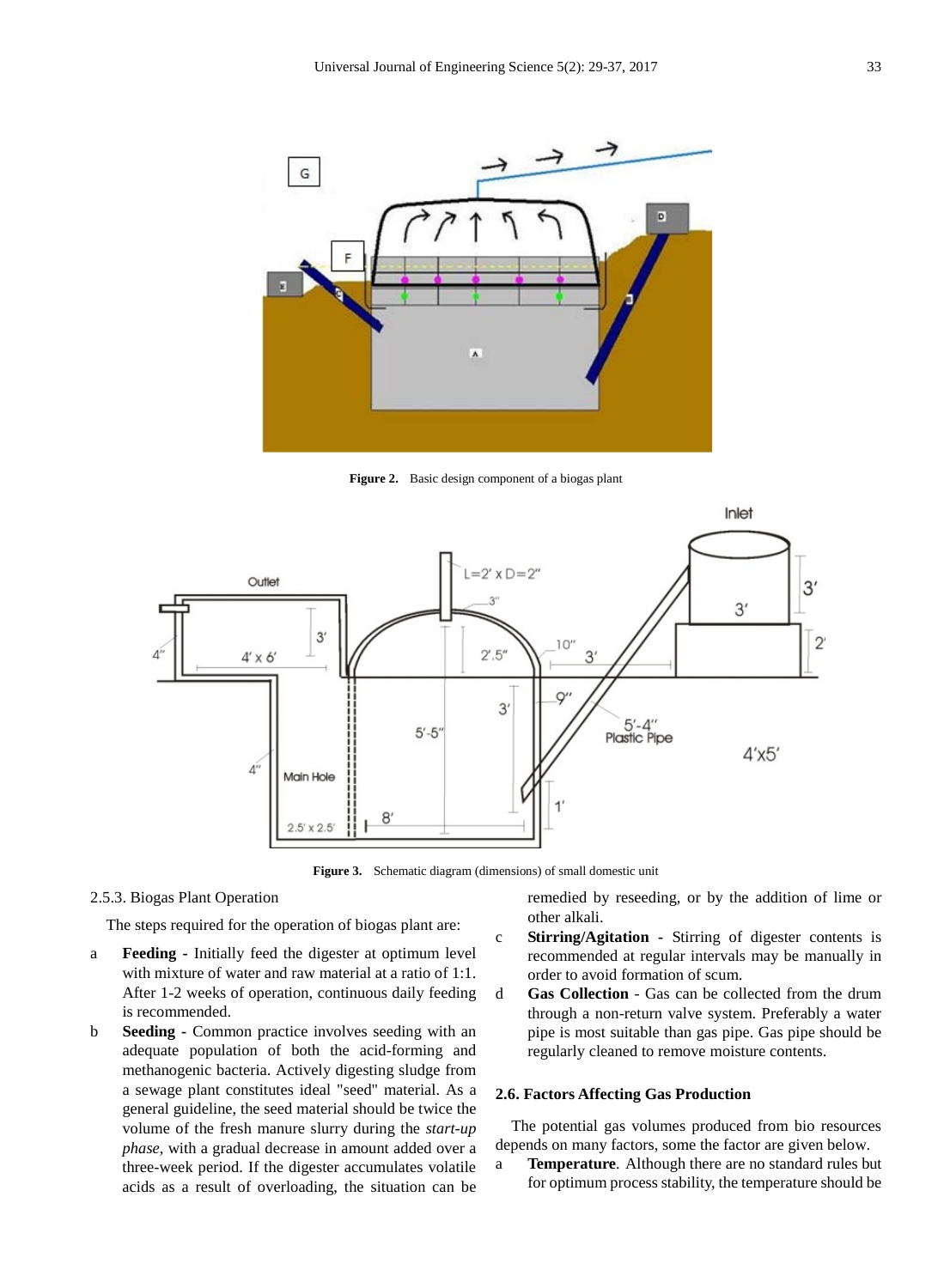Figure 2. Basic design component of a biogas plant

Figure 3. Schematic diagram (dimensions) of small domestic unit

2.5.3. Biogas Plant Operation

The steps required for the operation of biogas plant are:

a **Feeding -** Initially feed the digester at optimum level with mixture of water and raw material at a ratio of 1:1. After 1-2 weeks of operation, continuous daily feeding is recommended.

b **Seeding -** Common practice involves seeding with an adequate population of both the acid-forming and methanogenic bacteria. Actively digesting sludge from a sewage plant constitutes ideal "seed" material. As a general guideline, the seed material should be twice the volume of the fresh manure slurry during the *start-up phase*, with a gradual decrease in amount added over a three-week period. If the digester accumulates volatile acids as a result of overloading, the situation can be remedied by reseeding, or by the addition of lime or other alkali.

c **Stirring/Agitation -** Stirring of digester contents is recommended at regular intervals may be manually in order to avoid formation of scum.

d **Gas Collection -** Gas can be collected from the drum through a non-return valve system. Preferably a water pipe is most suitable than gas pipe. Gas pipe should be regularly cleaned to remove moisture contents.

### 2.6. Factors Affecting Gas Production

The potential gas volumes produced from bio resources depends on many factors, some the factor are given below.

a **Temperature**. Although there are no standard rules but for optimum process stability, the temperature should be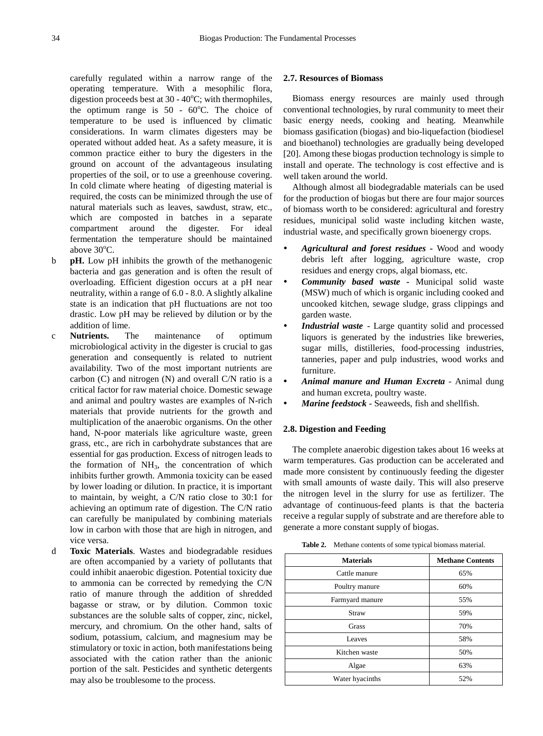carefully regulated within a narrow range of the operating temperature. With a mesophilic flora, digestion proceeds best at 30 - 40°C; with thermophiles, the optimum range is 50 - 60°C. The choice of temperature to be used is influenced by climatic considerations. In warm climates digesters may be operated without added heat. As a safety measure, it is common practice either to bury the digesters in the ground on account of the advantageous insulating properties of the soil, or to use a greenhouse covering. In cold climate where heating of digesting material is required, the costs can be minimized through the use of natural materials such as leaves, sawdust, straw, etc., which are composted in batches in a separate compartment around the digester. For ideal fermentation the temperature should be maintained above 30°C.

b **pH.** Low pH inhibits the growth of the methanogenic bacteria and gas generation and is often the result of overloading. Efficient digestion occurs at a pH near neutrality, within a range of 6.0 - 8.0. A slightly alkaline state is an indication that pH fluctuations are not too drastic. Low pH may be relieved by dilution or by the addition of lime.

c **Nutrients.** The maintenance of optimum microbiological activity in the digester is crucial to gas generation and consequently is related to nutrient availability. Two of the most important nutrients are carbon (C) and nitrogen (N) and overall C/N ratio is a critical factor for raw material choice. Domestic sewage and animal and poultry wastes are examples of N-rich materials that provide nutrients for the growth and multiplication of the anaerobic organisms. On the other hand, N-poor materials like agriculture waste, green grass, etc., are rich in carbohydrate substances that are essential for gas production. Excess of nitrogen leads to the formation of $NH_3$, the concentration of which inhibits further growth. Ammonia toxicity can be eased by lower loading or dilution. In practice, it is important to maintain, by weight, a C/N ratio close to 30:1 for achieving an optimum rate of digestion. The C/N ratio can carefully be manipulated by combining materials low in carbon with those that are high in nitrogen, and vice versa.

d **Toxic Materials**. Wastes and biodegradable residues are often accompanied by a variety of pollutants that could inhibit anaerobic digestion. Potential toxicity due to ammonia can be corrected by remedying the C/N ratio of manure through the addition of shredded bagasse or straw, or by dilution. Common toxic substances are the soluble salts of copper, zinc, nickel, mercury, and chromium. On the other hand, salts of sodium, potassium, calcium, and magnesium may be stimulatory or toxic in action, both manifestations being associated with the cation rather than the anionic portion of the salt. Pesticides and synthetic detergents may also be troublesome to the process.

### 2.7. Resources of Biomass

Biomass energy resources are mainly used through conventional technologies, by rural community to meet their basic energy needs, cooking and heating. Meanwhile biomass gasification (biogas) and bio-liquefaction (biodiesel and bioethanol) technologies are gradually being developed [20]. Among these biogas production technology is simple to install and operate. The technology is cost effective and is well taken around the world.

Although almost all biodegradable materials can be used for the production of biogas but there are four major sources of biomass worth to be considered: agricultural and forestry residues, municipal solid waste including kitchen waste, industrial waste, and specifically grown bioenergy crops.

- ***Agricultural and forest residues*** - Wood and woody debris left after logging, agriculture waste, crop residues and energy crops, algal biomass, etc.
- ***Community based waste*** - Municipal solid waste (MSW) much of which is organic including cooked and uncooked kitchen, sewage sludge, grass clippings and garden waste.
- ***Industrial waste*** - Large quantity solid and processed liquors is generated by the industries like breweries, sugar mills, distilleries, food-processing industries, tanneries, paper and pulp industries, wood works and furniture.
- ***Animal manure and Human Excreta*** - Animal dung and human excreta, poultry waste.
- ***Marine feedstock*** - Seaweeds, fish and shellfish.

### 2.8. Digestion and Feeding

The complete anaerobic digestion takes about 16 weeks at warm temperatures. Gas production can be accelerated and made more consistent by continuously feeding the digester with small amounts of waste daily. This will also preserve the nitrogen level in the slurry for use as fertilizer. The advantage of continuous-feed plants is that the bacteria receive a regular supply of substrate and are therefore able to generate a more constant supply of biogas.

**Table 2.** Methane contents of some typical biomass material.

| Materials | Methane Contents |
|---|---|
| Cattle manure | 65% |
| Poultry manure | 60% |
| Farmyard manure | 55% |
| Straw | 59% |
| Grass | 70% |
| Leaves | 58% |
| Kitchen waste | 50% |
| Algae | 63% |
| Water hyacinths | 52% |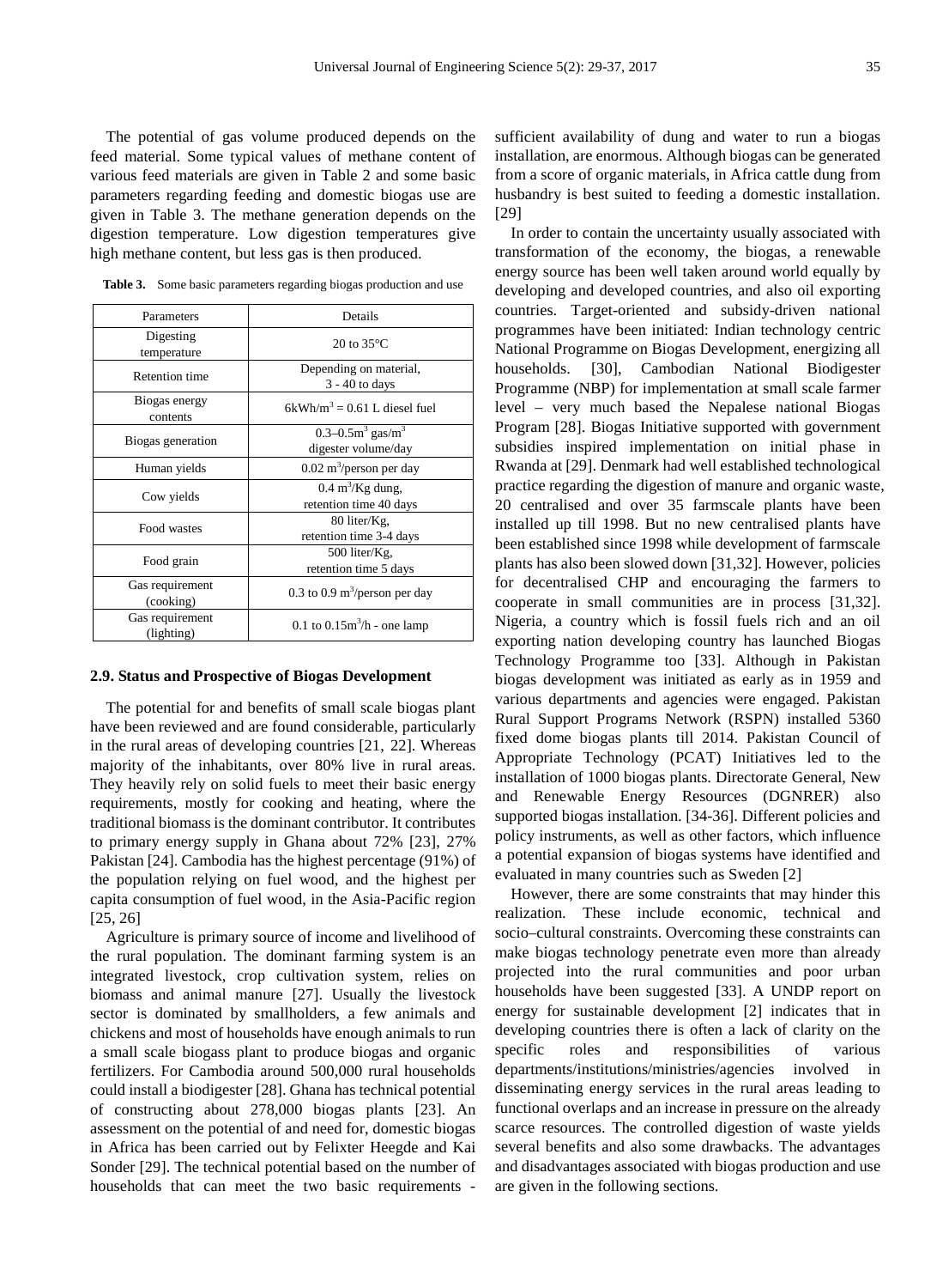The potential of gas volume produced depends on the feed material. Some typical values of methane content of various feed materials are given in Table 2 and some basic parameters regarding feeding and domestic biogas use are given in Table 3. The methane generation depends on the digestion temperature. Low digestion temperatures give high methane content, but less gas is then produced.

**Table 3.** Some basic parameters regarding biogas production and use

| Parameters | Details |
|---|---|
| Digesting temperature | 20 to 35°C |
| Retention time | Depending on material, 3 - 40 to days |
| Biogas energy contents | $6kWh/m^3$ = 0.61 L diesel fuel |
| Biogas generation | $0.3–0.5m^3$ $gas/m^3$ digester volume/day |
| Human yields | 0.02 $m^3$/person per day |
| Cow yields | 0.4 $m^3$/Kg dung, retention time 40 days |
| Food wastes | 80 liter/Kg, retention time 3-4 days |
| Food grain | 500 liter/Kg, retention time 5 days |
| Gas requirement (cooking) | 0.3 to 0.9 $m^3$/person per day |
| Gas requirement (lighting) | 0.1 to $0.15m^3$/h - one lamp |

### 2.9. Status and Prospective of Biogas Development

The potential for and benefits of small scale biogas plant have been reviewed and are found considerable, particularly in the rural areas of developing countries [21, 22]. Whereas majority of the inhabitants, over 80% live in rural areas. They heavily rely on solid fuels to meet their basic energy requirements, mostly for cooking and heating, where the traditional biomass is the dominant contributor. It contributes to primary energy supply in Ghana about 72% [23], 27% Pakistan [24]. Cambodia has the highest percentage (91%) of the population relying on fuel wood, and the highest per capita consumption of fuel wood, in the Asia-Pacific region [25, 26]

Agriculture is primary source of income and livelihood of the rural population. The dominant farming system is an integrated livestock, crop cultivation system, relies on biomass and animal manure [27]. Usually the livestock sector is dominated by smallholders, a few animals and chickens and most of households have enough animals to run a small scale biogass plant to produce biogas and organic fertilizers. For Cambodia around 500,000 rural households could install a biodigester [28]. Ghana has technical potential of constructing about 278,000 biogas plants [23]. An assessment on the potential of and need for, domestic biogas in Africa has been carried out by Felixter Heegde and Kai Sonder [29]. The technical potential based on the number of households that can meet the two basic requirements - sufficient availability of dung and water to run a biogas installation, are enormous. Although biogas can be generated from a score of organic materials, in Africa cattle dung from husbandry is best suited to feeding a domestic installation. [29]

In order to contain the uncertainty usually associated with transformation of the economy, the biogas, a renewable energy source has been well taken around world equally by developing and developed countries, and also oil exporting countries. Target-oriented and subsidy-driven national programmes have been initiated: Indian technology centric National Programme on Biogas Development, energizing all households. [30], Cambodian National Biodigester Programme (NBP) for implementation at small scale farmer level – very much based the Nepalese national Biogas Program [28]. Biogas Initiative supported with government subsidies inspired implementation on initial phase in Rwanda at [29]. Denmark had well established technological practice regarding the digestion of manure and organic waste, 20 centralised and over 35 farmscale plants have been installed up till 1998. But no new centralised plants have been established since 1998 while development of farmscale plants has also been slowed down [31,32]. However, policies for decentralised CHP and encouraging the farmers to cooperate in small communities are in process [31,32]. Nigeria, a country which is fossil fuels rich and an oil exporting nation developing country has launched Biogas Technology Programme too [33]. Although in Pakistan biogas development was initiated as early as in 1959 and various departments and agencies were engaged. Pakistan Rural Support Programs Network (RSPN) installed 5360 fixed dome biogas plants till 2014. Pakistan Council of Appropriate Technology (PCAT) Initiatives led to the installation of 1000 biogas plants. Directorate General, New and Renewable Energy Resources (DGNRER) also supported biogas installation. [34-36]. Different policies and policy instruments, as well as other factors, which influence a potential expansion of biogas systems have identified and evaluated in many countries such as Sweden [2]

However, there are some constraints that may hinder this realization. These include economic, technical and socio–cultural constraints. Overcoming these constraints can make biogas technology penetrate even more than already projected into the rural communities and poor urban households have been suggested [33]. A UNDP report on energy for sustainable development [2] indicates that in developing countries there is often a lack of clarity on the specific roles and responsibilities of various departments/institutions/ministries/agencies involved in disseminating energy services in the rural areas leading to functional overlaps and an increase in pressure on the already scarce resources. The controlled digestion of waste yields several benefits and also some drawbacks. The advantages and disadvantages associated with biogas production and use are given in the following sections.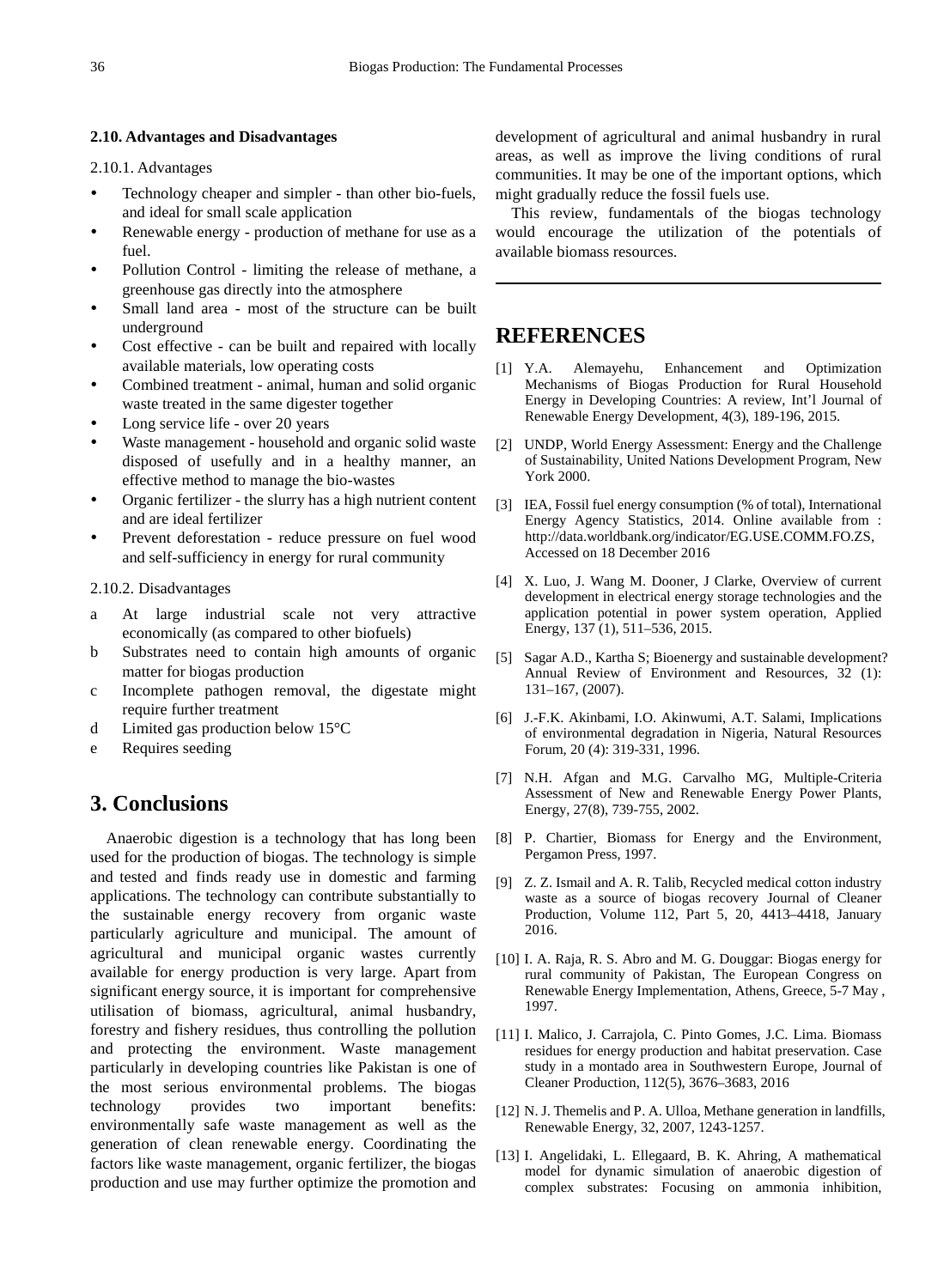### 2.10. Advantages and Disadvantages

2.10.1. Advantages

- Technology cheaper and simpler - than other bio-fuels, and ideal for small scale application
- Renewable energy - production of methane for use as a fuel.
- Pollution Control - limiting the release of methane, a greenhouse gas directly into the atmosphere
- Small land area - most of the structure can be built underground
- Cost effective - can be built and repaired with locally available materials, low operating costs
- Combined treatment - animal, human and solid organic waste treated in the same digester together
- Long service life - over 20 years
- Waste management - household and organic solid waste disposed of usefully and in a healthy manner, an effective method to manage the bio-wastes
- Organic fertilizer - the slurry has a high nutrient content and are ideal fertilizer
- Prevent deforestation - reduce pressure on fuel wood and self-sufficiency in energy for rural community

2.10.2. Disadvantages

a. At large industrial scale not very attractive economically (as compared to other biofuels)
b. Substrates need to contain high amounts of organic matter for biogas production
c. Incomplete pathogen removal, the digestate might require further treatment
d. Limited gas production below 15°C
e. Requires seeding

# 3. Conclusions

Anaerobic digestion is a technology that has long been used for the production of biogas. The technology is simple and tested and finds ready use in domestic and farming applications. The technology can contribute substantially to the sustainable energy recovery from organic waste particularly agriculture and municipal. The amount of agricultural and municipal organic wastes currently available for energy production is very large. Apart from significant energy source, it is important for comprehensive utilisation of biomass, agricultural, animal husbandry, forestry and fishery residues, thus controlling the pollution and protecting the environment. Waste management particularly in developing countries like Pakistan is one of the most serious environmental problems. The biogas technology provides two important benefits: environmentally safe waste management as well as the generation of clean renewable energy. Coordinating the factors like waste management, organic fertilizer, the biogas production and use may further optimize the promotion and development of agricultural and animal husbandry in rural areas, as well as improve the living conditions of rural communities. It may be one of the important options, which might gradually reduce the fossil fuels use.

This review, fundamentals of the biogas technology would encourage the utilization of the potentials of available biomass resources.

---

# REFERENCES

[1] Y.A. Alemayehu, Enhancement and Optimization Mechanisms of Biogas Production for Rural Household Energy in Developing Countries: A review, Int'l Journal of Renewable Energy Development, 4(3), 189-196, 2015.

[2] UNDP, World Energy Assessment: Energy and the Challenge of Sustainability, United Nations Development Program, New York 2000.

[3] IEA, Fossil fuel energy consumption (% of total), International Energy Agency Statistics, 2014. Online available from : http://data.worldbank.org/indicator/EG.USE.COMM.FO.ZS, Accessed on 18 December 2016

[4] X. Luo, J. Wang M. Dooner, J Clarke, Overview of current development in electrical energy storage technologies and the application potential in power system operation, Applied Energy, 137 (1), 511–536, 2015.

[5] Sagar A.D., Kartha S; Bioenergy and sustainable development? Annual Review of Environment and Resources, 32 (1): 131–167, (2007).

[6] J.-F.K. Akinbami, I.O. Akinwumi, A.T. Salami, Implications of environmental degradation in Nigeria, Natural Resources Forum, 20 (4): 319-331, 1996.

[7] N.H. Afgan and M.G. Carvalho MG, Multiple-Criteria Assessment of New and Renewable Energy Power Plants, Energy, 27(8), 739-755, 2002.

[8] P. Chartier, Biomass for Energy and the Environment, Pergamon Press, 1997.

[9] Z. Z. Ismail and A. R. Talib, Recycled medical cotton industry waste as a source of biogas recovery Journal of Cleaner Production, Volume 112, Part 5, 20, 4413–4418, January 2016.

[10] I. A. Raja, R. S. Abro and M. G. Douggar: Biogas energy for rural community of Pakistan, The European Congress on Renewable Energy Implementation, Athens, Greece, 5-7 May , 1997.

[11] I. Malico, J. Carrajola, C. Pinto Gomes, J.C. Lima. Biomass residues for energy production and habitat preservation. Case study in a montado area in Southwestern Europe, Journal of Cleaner Production, 112(5), 3676–3683, 2016

[12] N. J. Themelis and P. A. Ulloa, Methane generation in landfills, Renewable Energy, 32, 2007, 1243-1257.

[13] I. Angelidaki, L. Ellegaard, B. K. Ahring, A mathematical model for dynamic simulation of anaerobic digestion of complex substrates: Focusing on ammonia inhibition,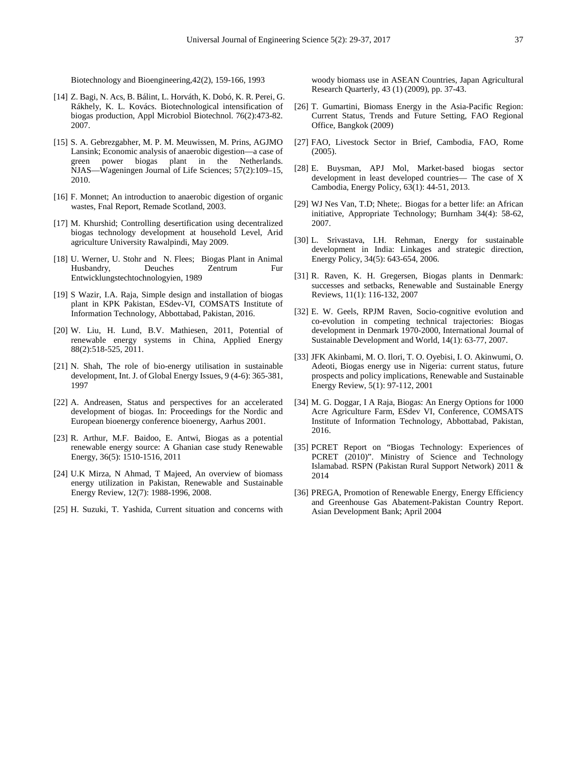Biotechnology and Bioengineering,42(2), 159-166, 1993

[14] Z. Bagi, N. Acs, B. Bálint, L. Horváth, K. Dobó, K. R. Perei, G. Rákhely, K. L. Kovács. Biotechnological intensification of biogas production, Appl Microbiol Biotechnol. 76(2):473-82. 2007.

[15] S. A. Gebrezgabher, M. P. M. Meuwissen, M. Prins, AGJMO Lansink; Economic analysis of anaerobic digestion—a case of green power biogas plant in the Netherlands. NJAS—Wageningen Journal of Life Sciences; 57(2):109–15, 2010.

[16] F. Monnet; An introduction to anaerobic digestion of organic wastes, Fnal Report, Remade Scotland, 2003.

[17] M. Khurshid; Controlling desertification using decentralized biogas technology development at household Level, Arid agriculture University Rawalpindi, May 2009.

[18] U. Werner, U. Stohr and N. Flees; Biogas Plant in Animal Husbandry, Deuches Zentrum Fur Entwicklungstechtechnologyien, 1989

[19] S Wazir, I.A. Raja, Simple design and installation of biogas plant in KPK Pakistan, ESdev-VI, COMSATS Institute of Information Technology, Abbottabad, Pakistan, 2016.

[20] W. Liu, H. Lund, B.V. Mathiesen, 2011, Potential of renewable energy systems in China, Applied Energy 88(2):518-525, 2011.

[21] N. Shah, The role of bio-energy utilisation in sustainable development, Int. J. of Global Energy Issues, 9 (4-6): 365-381, 1997

[22] A. Andreasen, Status and perspectives for an accelerated development of biogas. In: Proceedings for the Nordic and European bioenergy conference bioenergy, Aarhus 2001.

[23] R. Arthur, M.F. Baidoo, E. Antwi, Biogas as a potential renewable energy source: A Ghanian case study Renewable Energy, 36(5): 1510-1516, 2011

[24] U.K Mirza, N Ahmad, T Majeed, An overview of biomass energy utilization in Pakistan, Renewable and Sustainable Energy Review, 12(7): 1988-1996, 2008.

[25] H. Suzuki, T. Yashida, Current situation and concerns with woody biomass use in ASEAN Countries, Japan Agricultural Research Quarterly, 43 (1) (2009), pp. 37-43.

[26] T. Gumartini, Biomass Energy in the Asia-Pacific Region: Current Status, Trends and Future Setting, FAO Regional Office, Bangkok (2009)

[27] FAO, Livestock Sector in Brief, Cambodia, FAO, Rome (2005).

[28] E. Buysman, APJ Mol, Market-based biogas sector development in least developed countries— The case of X Cambodia, Energy Policy, 63(1): 44-51, 2013.

[29] WJ Nes Van, T.D; Nhete;. Biogas for a better life: an African initiative, Appropriate Technology; Burnham 34(4): 58-62, 2007.

[30] L. Srivastava, I.H. Rehman, Energy for sustainable development in India: Linkages and strategic direction, Energy Policy, 34(5): 643-654, 2006.

[31] R. Raven, K. H. Gregersen, Biogas plants in Denmark: successes and setbacks, Renewable and Sustainable Energy Reviews, 11(1): 116-132, 2007

[32] E. W. Geels, RPJM Raven, Socio-cognitive evolution and co-evolution in competing technical trajectories: Biogas development in Denmark 1970-2000, International Journal of Sustainable Development and World, 14(1): 63-77, 2007.

[33] JFK Akinbami, M. O. Ilori, T. O. Oyebisi, I. O. Akinwumi, O. Adeoti, Biogas energy use in Nigeria: current status, future prospects and policy implications, Renewable and Sustainable Energy Review, 5(1): 97-112, 2001

[34] M. G. Doggar, I A Raja, Biogas: An Energy Options for 1000 Acre Agriculture Farm, ESdev VI, Conference, COMSATS Institute of Information Technology, Abbottabad, Pakistan, 2016.

[35] PCRET Report on "Biogas Technology: Experiences of PCRET (2010)". Ministry of Science and Technology Islamabad. RSPN (Pakistan Rural Support Network) 2011 & 2014

[36] PREGA, Promotion of Renewable Energy, Energy Efficiency and Greenhouse Gas Abatement-Pakistan Country Report. Asian Development Bank; April 2004